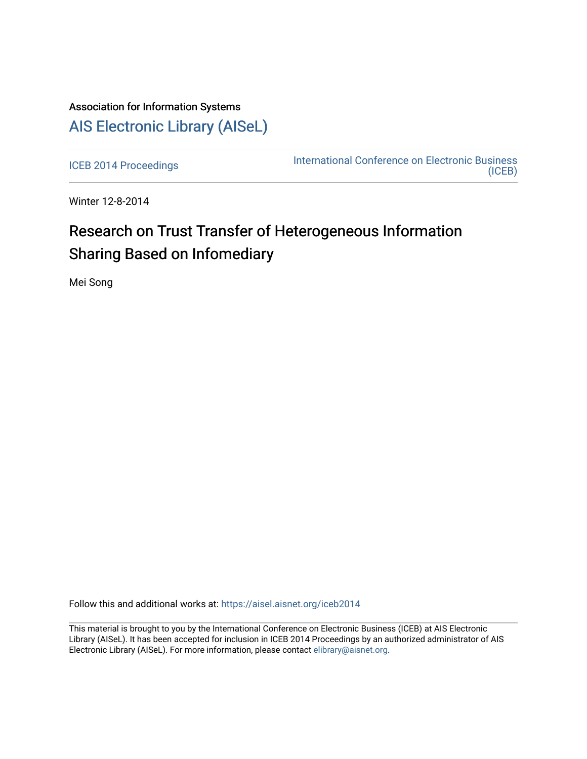Association for Information Systems

# AIS Electronic Library (AISeL)

ICEB 2014 Proceedings

International Conference on Electronic Business (ICEB)

Winter 12-8-2014

## Research on Trust Transfer of Heterogeneous Information Sharing Based on Infomediary

Mei Song

Follow this and additional works at: https://aisel.aisnet.org/iceb2014

This material is brought to you by the International Conference on Electronic Business (ICEB) at AIS Electronic Library (AISeL). It has been accepted for inclusion in ICEB 2014 Proceedings by an authorized administrator of AIS Electronic Library (AISeL). For more information, please contact elibrary@aisnet.org.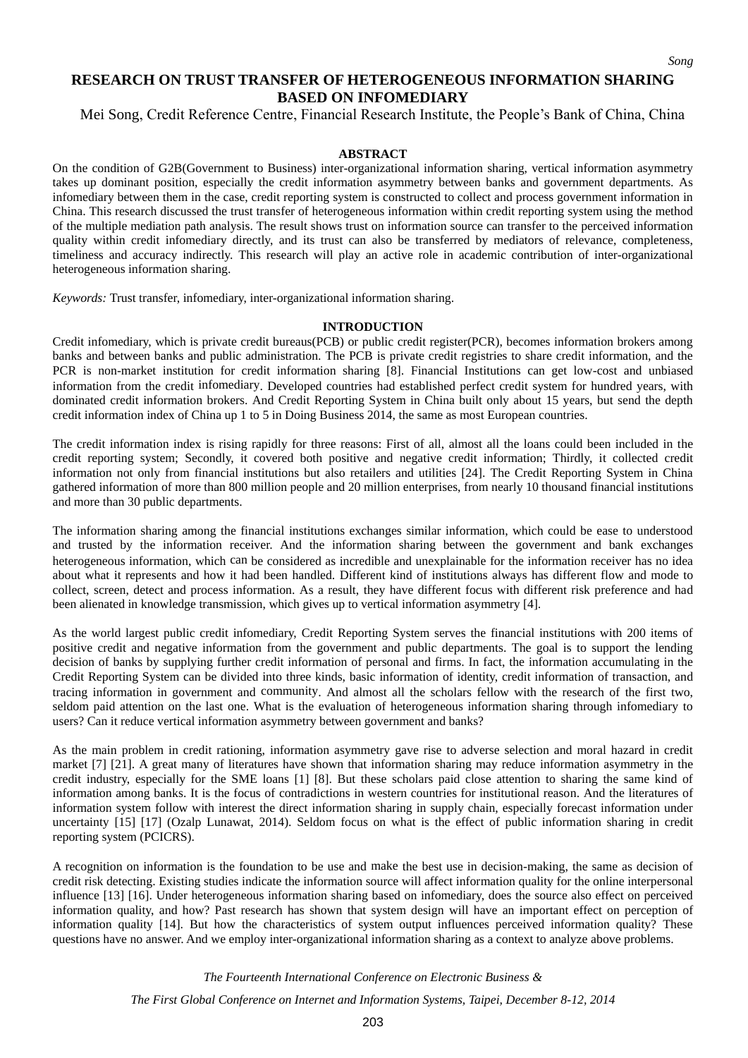# RESEARCH ON TRUST TRANSFER OF HETEROGENEOUS INFORMATION SHARING BASED ON INFOMEDIARY

Mei Song, Credit Reference Centre, Financial Research Institute, the People's Bank of China, China

## ABSTRACT

On the condition of G2B(Government to Business) inter-organizational information sharing, vertical information asymmetry takes up dominant position, especially the credit information asymmetry between banks and government departments. As infomediary between them in the case, credit reporting system is constructed to collect and process government information in China. This research discussed the trust transfer of heterogeneous information within credit reporting system using the method of the multiple mediation path analysis. The result shows trust on information source can transfer to the perceived information quality within credit infomediary directly, and its trust can also be transferred by mediators of relevance, completeness, timeliness and accuracy indirectly. This research will play an active role in academic contribution of inter-organizational heterogeneous information sharing.

*Keywords:* Trust transfer, infomediary, inter-organizational information sharing.

## INTRODUCTION

Credit infomediary, which is private credit bureaus(PCB) or public credit register(PCR), becomes information brokers among banks and between banks and public administration. The PCB is private credit registries to share credit information, and the PCR is non-market institution for credit information sharing [8]. Financial Institutions can get low-cost and unbiased information from the credit infomediary. Developed countries had established perfect credit system for hundred years, with dominated credit information brokers. And Credit Reporting System in China built only about 15 years, but send the depth credit information index of China up 1 to 5 in Doing Business 2014, the same as most European countries.

The credit information index is rising rapidly for three reasons: First of all, almost all the loans could been included in the credit reporting system; Secondly, it covered both positive and negative credit information; Thirdly, it collected credit information not only from financial institutions but also retailers and utilities [24]. The Credit Reporting System in China gathered information of more than 800 million people and 20 million enterprises, from nearly 10 thousand financial institutions and more than 30 public departments.

The information sharing among the financial institutions exchanges similar information, which could be ease to understood and trusted by the information receiver. And the information sharing between the government and bank exchanges heterogeneous information, which can be considered as incredible and unexplainable for the information receiver has no idea about what it represents and how it had been handled. Different kind of institutions always has different flow and mode to collect, screen, detect and process information. As a result, they have different focus with different risk preference and had been alienated in knowledge transmission, which gives up to vertical information asymmetry [4].

As the world largest public credit infomediary, Credit Reporting System serves the financial institutions with 200 items of positive credit and negative information from the government and public departments. The goal is to support the lending decision of banks by supplying further credit information of personal and firms. In fact, the information accumulating in the Credit Reporting System can be divided into three kinds, basic information of identity, credit information of transaction, and tracing information in government and community. And almost all the scholars fellow with the research of the first two, seldom paid attention on the last one. What is the evaluation of heterogeneous information sharing through infomediary to users? Can it reduce vertical information asymmetry between government and banks?

As the main problem in credit rationing, information asymmetry gave rise to adverse selection and moral hazard in credit market [7] [21]. A great many of literatures have shown that information sharing may reduce information asymmetry in the credit industry, especially for the SME loans [1] [8]. But these scholars paid close attention to sharing the same kind of information among banks. It is the focus of contradictions in western countries for institutional reason. And the literatures of information system follow with interest the direct information sharing in supply chain, especially forecast information under uncertainty [15] [17] (Ozalp Lunawat, 2014). Seldom focus on what is the effect of public information sharing in credit reporting system (PCICRS).

A recognition on information is the foundation to be use and make the best use in decision-making, the same as decision of credit risk detecting. Existing studies indicate the information source will affect information quality for the online interpersonal influence [13] [16]. Under heterogeneous information sharing based on infomediary, does the source also effect on perceived information quality, and how? Past research has shown that system design will have an important effect on perception of information quality [14]. But how the characteristics of system output influences perceived information quality? These questions have no answer. And we employ inter-organizational information sharing as a context to analyze above problems.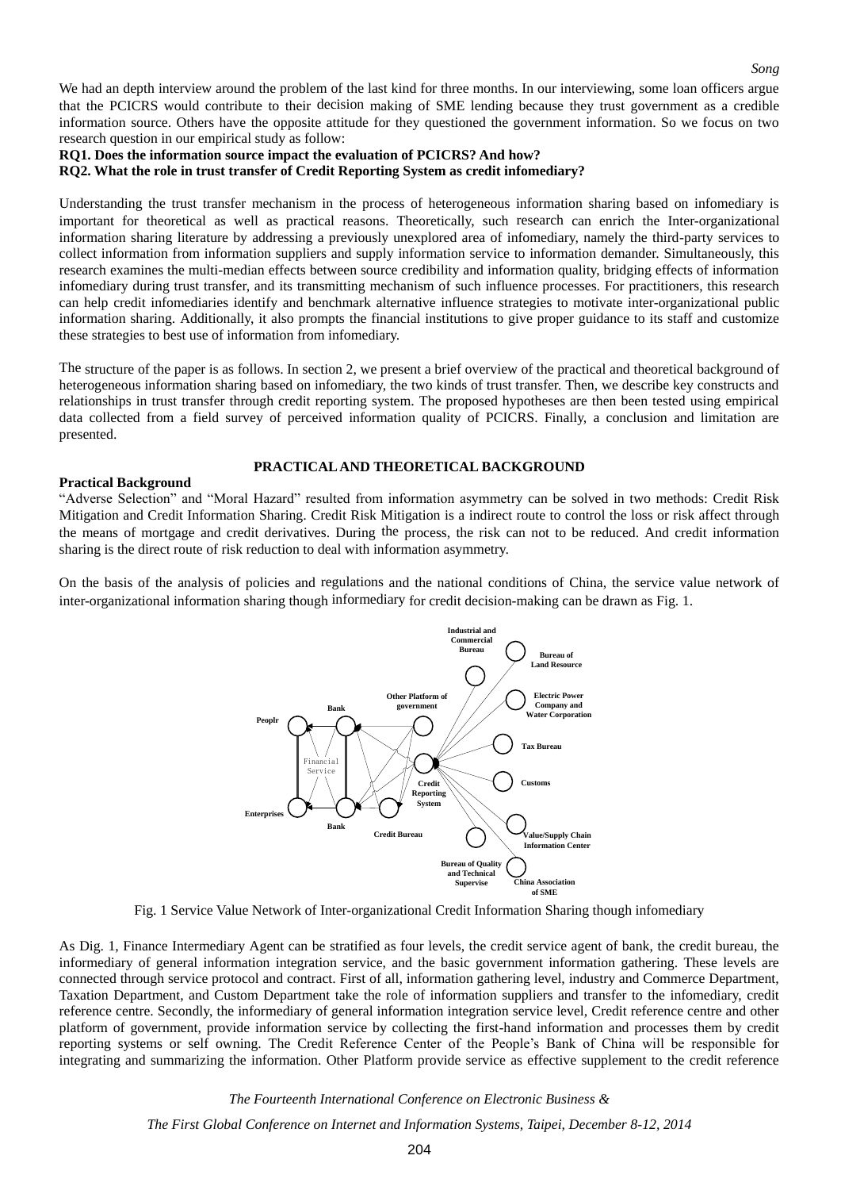We had an depth interview around the problem of the last kind for three months. In our interviewing, some loan officers argue that the PCICRS would contribute to their decision making of SME lending because they trust government as a credible information source. Others have the opposite attitude for they questioned the government information. So we focus on two research question in our empirical study as follow:

**RQ1. Does the information source impact the evaluation of PCICRS? And how?**

**RQ2. What the role in trust transfer of Credit Reporting System as credit infomediary?**

Understanding the trust transfer mechanism in the process of heterogeneous information sharing based on infomediary is important for theoretical as well as practical reasons. Theoretically, such research can enrich the Inter-organizational information sharing literature by addressing a previously unexplored area of infomediary, namely the third-party services to collect information from information suppliers and supply information service to information demander. Simultaneously, this research examines the multi-median effects between source credibility and information quality, bridging effects of information infomediary during trust transfer, and its transmitting mechanism of such influence processes. For practitioners, this research can help credit infomediaries identify and benchmark alternative influence strategies to motivate inter-organizational public information sharing. Additionally, it also prompts the financial institutions to give proper guidance to its staff and customize these strategies to best use of information from infomediary.

The structure of the paper is as follows. In section 2, we present a brief overview of the practical and theoretical background of heterogeneous information sharing based on infomediary, the two kinds of trust transfer. Then, we describe key constructs and relationships in trust transfer through credit reporting system. The proposed hypotheses are then been tested using empirical data collected from a field survey of perceived information quality of PCICRS. Finally, a conclusion and limitation are presented.

## PRACTICAL AND THEORETICAL BACKGROUND

### Practical Background

"Adverse Selection" and "Moral Hazard" resulted from information asymmetry can be solved in two methods: Credit Risk Mitigation and Credit Information Sharing. Credit Risk Mitigation is a indirect route to control the loss or risk affect through the means of mortgage and credit derivatives. During the process, the risk can not to be reduced. And credit information sharing is the direct route of risk reduction to deal with information asymmetry.

On the basis of the analysis of policies and regulations and the national conditions of China, the service value network of inter-organizational information sharing though informediary for credit decision-making can be drawn as Fig. 1.

Fig. 1 Service Value Network of Inter-organizational Credit Information Sharing though infomediary

As Dig. 1, Finance Intermediary Agent can be stratified as four levels, the credit service agent of bank, the credit bureau, the informediary of general information integration service, and the basic government information gathering. These levels are connected through service protocol and contract. First of all, information gathering level, industry and Commerce Department, Taxation Department, and Custom Department take the role of information suppliers and transfer to the infomediary, credit reference centre. Secondly, the informediary of general information integration service level, Credit reference centre and other platform of government, provide information service by collecting the first-hand information and processes them by credit reporting systems or self owning. The Credit Reference Center of the People's Bank of China will be responsible for integrating and summarizing the information. Other Platform provide service as effective supplement to the credit reference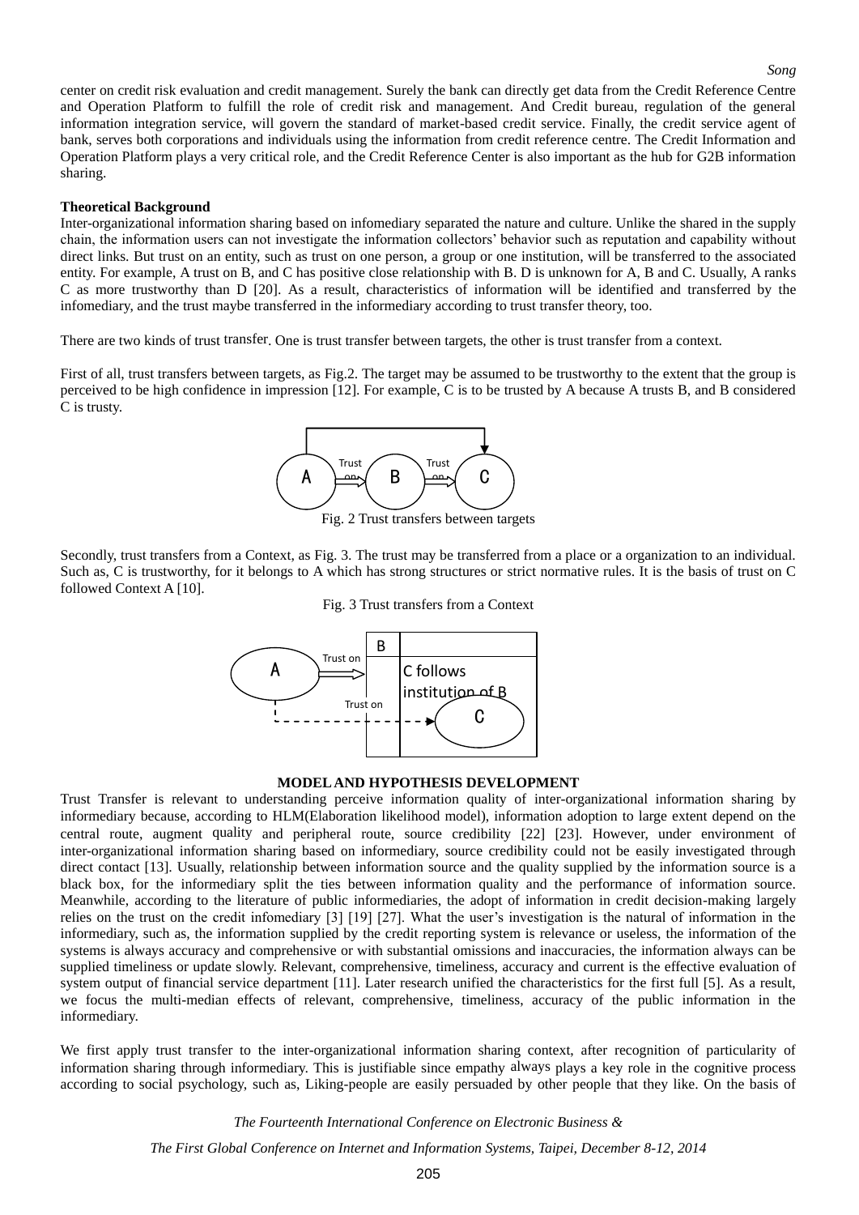center on credit risk evaluation and credit management. Surely the bank can directly get data from the Credit Reference Centre and Operation Platform to fulfill the role of credit risk and management. And Credit bureau, regulation of the general information integration service, will govern the standard of market-based credit service. Finally, the credit service agent of bank, serves both corporations and individuals using the information from credit reference centre. The Credit Information and Operation Platform plays a very critical role, and the Credit Reference Center is also important as the hub for G2B information sharing.

**Theoretical Background**

Inter-organizational information sharing based on infomediary separated the nature and culture. Unlike the shared in the supply chain, the information users can not investigate the information collectors' behavior such as reputation and capability without direct links. But trust on an entity, such as trust on one person, a group or one institution, will be transferred to the associated entity. For example, A trust on B, and C has positive close relationship with B. D is unknown for A, B and C. Usually, A ranks C as more trustworthy than D [20]. As a result, characteristics of information will be identified and transferred by the infomediary, and the trust maybe transferred in the informediary according to trust transfer theory, too.

There are two kinds of trust transfer. One is trust transfer between targets, the other is trust transfer from a context.

First of all, trust transfers between targets, as Fig.2. The target may be assumed to be trustworthy to the extent that the group is perceived to be high confidence in impression [12]. For example, C is to be trusted by A because A trusts B, and B considered C is trusty.

Fig. 2 Trust transfers between targets

Secondly, trust transfers from a Context, as Fig. 3. The trust may be transferred from a place or a organization to an individual. Such as, C is trustworthy, for it belongs to A which has strong structures or strict normative rules. It is the basis of trust on C followed Context A [10].

Fig. 3 Trust transfers from a Context

## MODEL AND HYPOTHESIS DEVELOPMENT

Trust Transfer is relevant to understanding perceive information quality of inter-organizational information sharing by informediary because, according to HLM(Elaboration likelihood model), information adoption to large extent depend on the central route, augment quality and peripheral route, source credibility [22] [23]. However, under environment of inter-organizational information sharing based on informediary, source credibility could not be easily investigated through direct contact [13]. Usually, relationship between information source and the quality supplied by the information source is a black box, for the informediary split the ties between information quality and the performance of information source. Meanwhile, according to the literature of public informediaries, the adopt of information in credit decision-making largely relies on the trust on the credit infomediary [3] [19] [27]. What the user's investigation is the natural of information in the informediary, such as, the information supplied by the credit reporting system is relevance or useless, the information of the systems is always accuracy and comprehensive or with substantial omissions and inaccuracies, the information always can be supplied timeliness or update slowly. Relevant, comprehensive, timeliness, accuracy and current is the effective evaluation of system output of financial service department [11]. Later research unified the characteristics for the first full [5]. As a result, we focus the multi-median effects of relevant, comprehensive, timeliness, accuracy of the public information in the informediary.

We first apply trust transfer to the inter-organizational information sharing context, after recognition of particularity of information sharing through informediary. This is justifiable since empathy always plays a key role in the cognitive process according to social psychology, such as, Liking-people are easily persuaded by other people that they like. On the basis of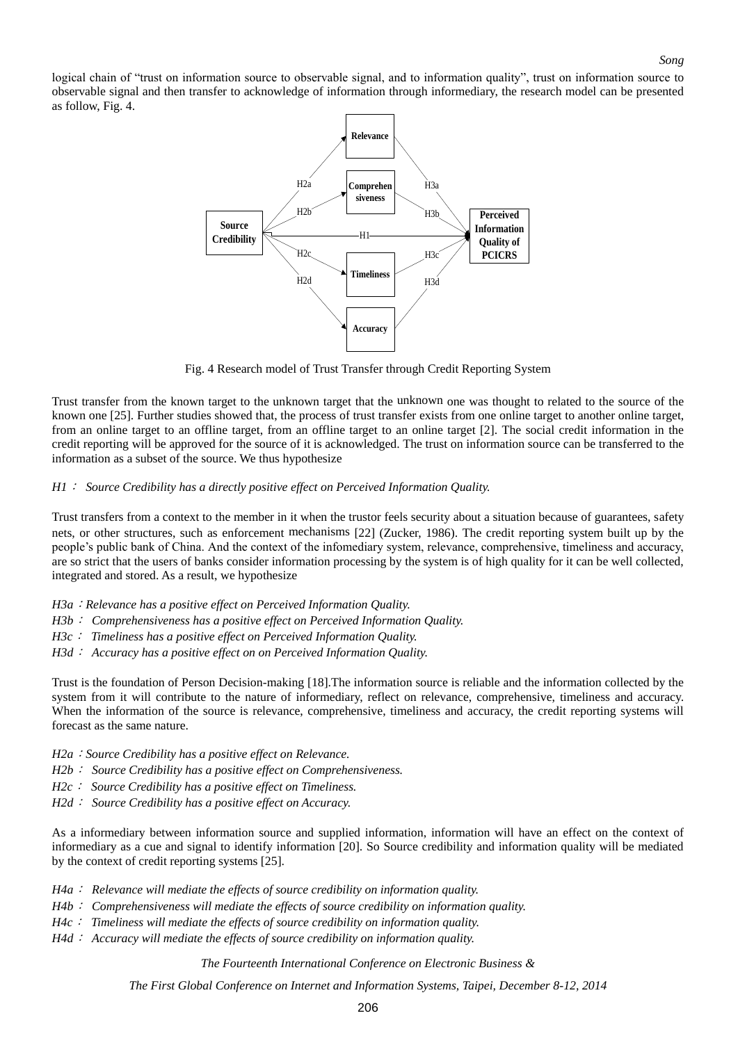logical chain of "trust on information source to observable signal, and to information quality", trust on information source to observable signal and then transfer to acknowledge of information through informediary, the research model can be presented as follow, Fig. 4.

Fig. 4 Research model of Trust Transfer through Credit Reporting System

Trust transfer from the known target to the unknown target that the unknown one was thought to related to the source of the known one [25]. Further studies showed that, the process of trust transfer exists from one online target to another online target, from an online target to an offline target, from an offline target to an online target [2]. The social credit information in the credit reporting will be approved for the source of it is acknowledged. The trust on information source can be transferred to the information as a subset of the source. We thus hypothesize

*H1： Source Credibility has a directly positive effect on Perceived Information Quality.*

Trust transfers from a context to the member in it when the trustor feels security about a situation because of guarantees, safety nets, or other structures, such as enforcement mechanisms [22] (Zucker, 1986). The credit reporting system built up by the people's public bank of China. And the context of the infomediary system, relevance, comprehensive, timeliness and accuracy, are so strict that the users of banks consider information processing by the system is of high quality for it can be well collected, integrated and stored. As a result, we hypothesize

*H3a：Relevance has a positive effect on Perceived Information Quality.*
*H3b： Comprehensiveness has a positive effect on Perceived Information Quality.*
*H3c： Timeliness has a positive effect on Perceived Information Quality.*
*H3d： Accuracy has a positive effect on on Perceived Information Quality.*

Trust is the foundation of Person Decision-making [18].The information source is reliable and the information collected by the system from it will contribute to the nature of informediary, reflect on relevance, comprehensive, timeliness and accuracy. When the information of the source is relevance, comprehensive, timeliness and accuracy, the credit reporting systems will forecast as the same nature.

*H2a：Source Credibility has a positive effect on Relevance.*
*H2b： Source Credibility has a positive effect on Comprehensiveness.*
*H2c： Source Credibility has a positive effect on Timeliness.*
*H2d： Source Credibility has a positive effect on Accuracy.*

As a informediary between information source and supplied information, information will have an effect on the context of informediary as a cue and signal to identify information [20]. So Source credibility and information quality will be mediated by the context of credit reporting systems [25].

*H4a： Relevance will mediate the effects of source credibility on information quality.*
*H4b： Comprehensiveness will mediate the effects of source credibility on information quality.*
*H4c： Timeliness will mediate the effects of source credibility on information quality.*
*H4d： Accuracy will mediate the effects of source credibility on information quality.*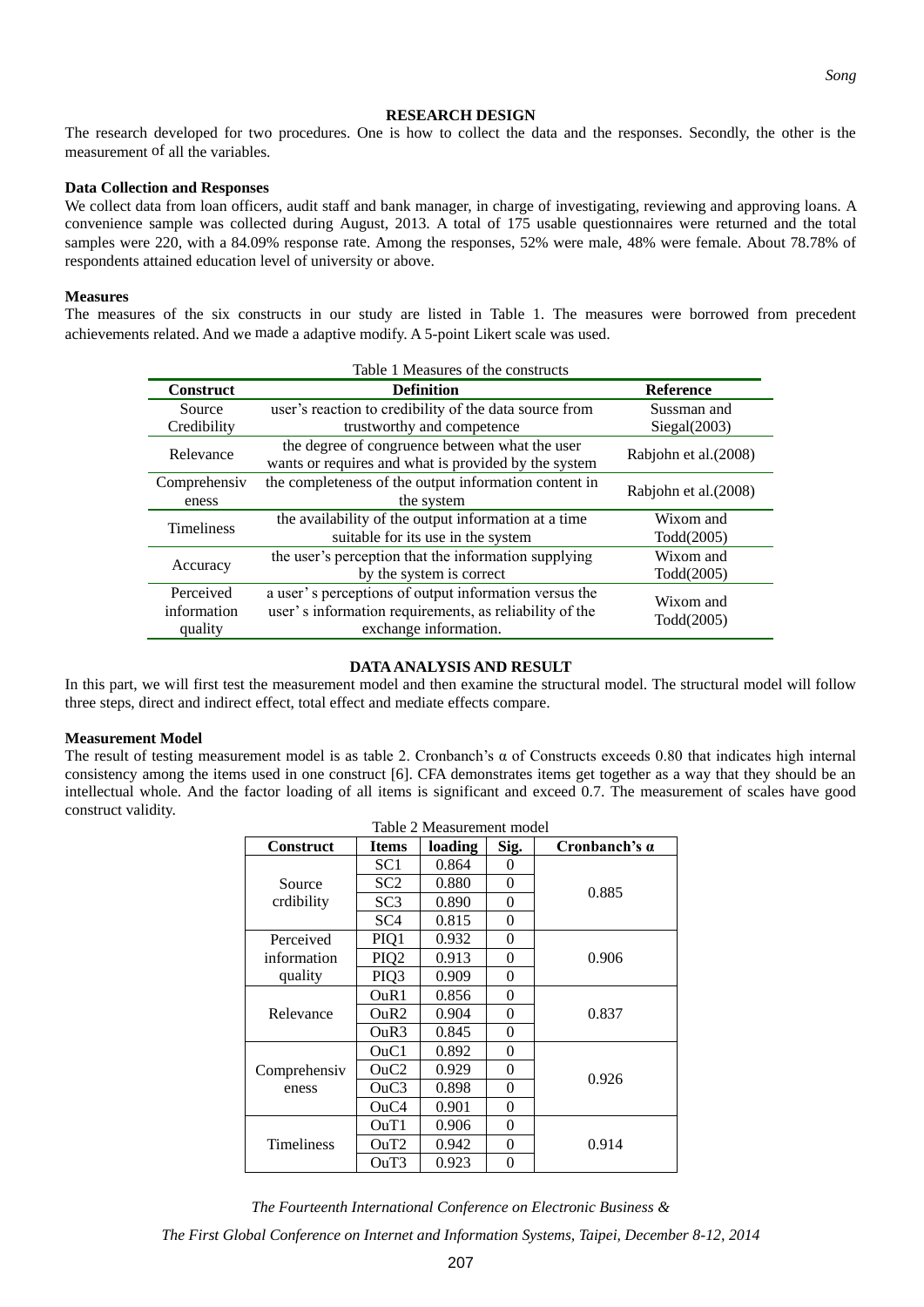## RESEARCH DESIGN

The research developed for two procedures. One is how to collect the data and the responses. Secondly, the other is the measurement of all the variables.

### Data Collection and Responses

We collect data from loan officers, audit staff and bank manager, in charge of investigating, reviewing and approving loans. A convenience sample was collected during August, 2013. A total of 175 usable questionnaires were returned and the total samples were 220, with a 84.09% response rate. Among the responses, 52% were male, 48% were female. About 78.78% of respondents attained education level of university or above.

### Measures

The measures of the six constructs in our study are listed in Table 1. The measures were borrowed from precedent achievements related. And we made a adaptive modify. A 5-point Likert scale was used.

Table 1 Measures of the constructs

| Construct | Definition | Reference |
|---|---|---|
| Source Credibility | user's reaction to credibility of the data source from trustworthy and competence | Sussman and Siegal(2003) |
| Relevance | the degree of congruence between what the user wants or requires and what is provided by the system | Rabjohn et al.(2008) |
| Comprehensiveness | the completeness of the output information content in the system | Rabjohn et al.(2008) |
| Timeliness | the availability of the output information at a time suitable for its use in the system | Wixom and Todd(2005) |
| Accuracy | the user's perception that the information supplying by the system is correct | Wixom and Todd(2005) |
| Perceived information quality | a user' s perceptions of output information versus the user' s information requirements, as reliability of the exchange information. | Wixom and Todd(2005) |

## DATA ANALYSIS AND RESULT

In this part, we will first test the measurement model and then examine the structural model. The structural model will follow three steps, direct and indirect effect, total effect and mediate effects compare.

### Measurement Model

The result of testing measurement model is as table 2. Cronbanch's α of Constructs exceeds 0.80 that indicates high internal consistency among the items used in one construct [6]. CFA demonstrates items get together as a way that they should be an intellectual whole. And the factor loading of all items is significant and exceed 0.7. The measurement of scales have good construct validity.

Table 2 Measurement model

| Construct | Items | loading | Sig. | Cronbanch's α |
|---|---|---|---|---|
| Source crdibility | SC1 | 0.864 | 0 | 0.885 |
| | SC2 | 0.880 | 0 | |
| | SC3 | 0.890 | 0 | |
| | SC4 | 0.815 | 0 | |
| Perceived information quality | PIQ1 | 0.932 | 0 | 0.906 |
| | PIQ2 | 0.913 | 0 | |
| | PIQ3 | 0.909 | 0 | |
| Relevance | OuR1 | 0.856 | 0 | 0.837 |
| | OuR2 | 0.904 | 0 | |
| | OuR3 | 0.845 | 0 | |
| Comprehensiveness | OuC1 | 0.892 | 0 | 0.926 |
| | OuC2 | 0.929 | 0 | |
| | OuC3 | 0.898 | 0 | |
| | OuC4 | 0.901 | 0 | |
| Timeliness | OuT1 | 0.906 | 0 | 0.914 |
| | OuT2 | 0.942 | 0 | |
| | OuT3 | 0.923 | 0 | |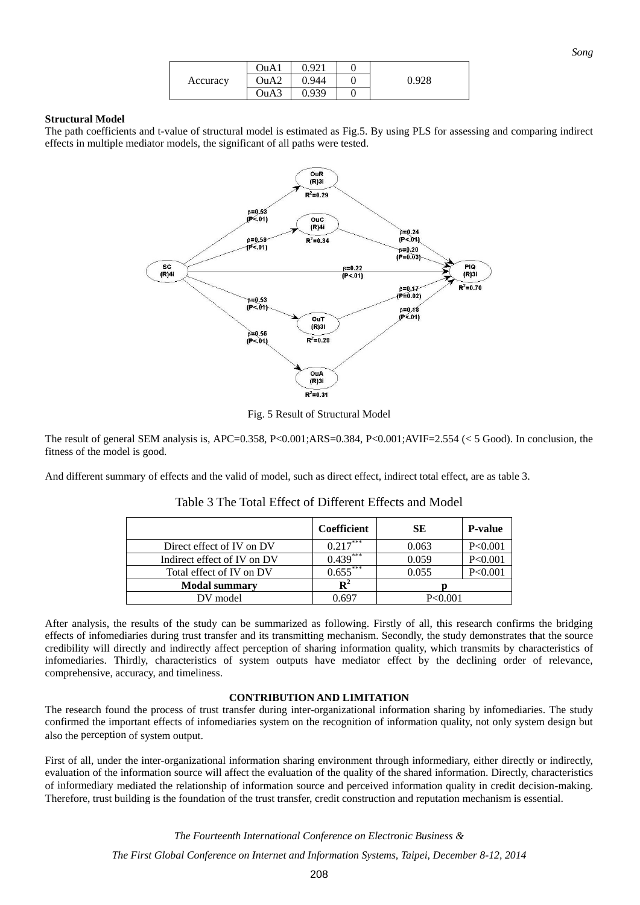| Accuracy | OuA1 | 0.921 | 0 | 0.928 |
|---|---|---|---|---|
| | OuA2 | 0.944 | 0 | |
| | OuA3 | 0.939 | 0 | |

**Structural Model**

The path coefficients and t-value of structural model is estimated as Fig.5. By using PLS for assessing and comparing indirect effects in multiple mediator models, the significant of all paths were tested.

Fig. 5 Result of Structural Model

The result of general SEM analysis is, APC=0.358, P<0.001;ARS=0.384, P<0.001;AVIF=2.554 (< 5 Good). In conclusion, the fitness of the model is good.

And different summary of effects and the valid of model, such as direct effect, indirect total effect, are as table 3.

Table 3 The Total Effect of Different Effects and Model

| | Coefficient | SE | P-value |
|---|---|---|---|
| Direct effect of IV on DV | $0.217^{***}$ | 0.063 | P<0.001 |
| Indirect effect of IV on DV | $0.439^{***}$ | 0.059 | P<0.001 |
| Total effect of IV on DV | $0.655^{***}$ | 0.055 | P<0.001 |
| **Modal summary** | $\mathbf{R^2}$ | **p** | |
| DV model | 0.697 | P<0.001 | |

After analysis, the results of the study can be summarized as following. Firstly of all, this research confirms the bridging effects of infomediaries during trust transfer and its transmitting mechanism. Secondly, the study demonstrates that the source credibility will directly and indirectly affect perception of sharing information quality, which transmits by characteristics of infomediaries. Thirdly, characteristics of system outputs have mediator effect by the declining order of relevance, comprehensive, accuracy, and timeliness.

## CONTRIBUTION AND LIMITATION

The research found the process of trust transfer during inter-organizational information sharing by infomediaries. The study confirmed the important effects of infomediaries system on the recognition of information quality, not only system design but also the perception of system output.

First of all, under the inter-organizational information sharing environment through informediary, either directly or indirectly, evaluation of the information source will affect the evaluation of the quality of the shared information. Directly, characteristics of informediary mediated the relationship of information source and perceived information quality in credit decision-making. Therefore, trust building is the foundation of the trust transfer, credit construction and reputation mechanism is essential.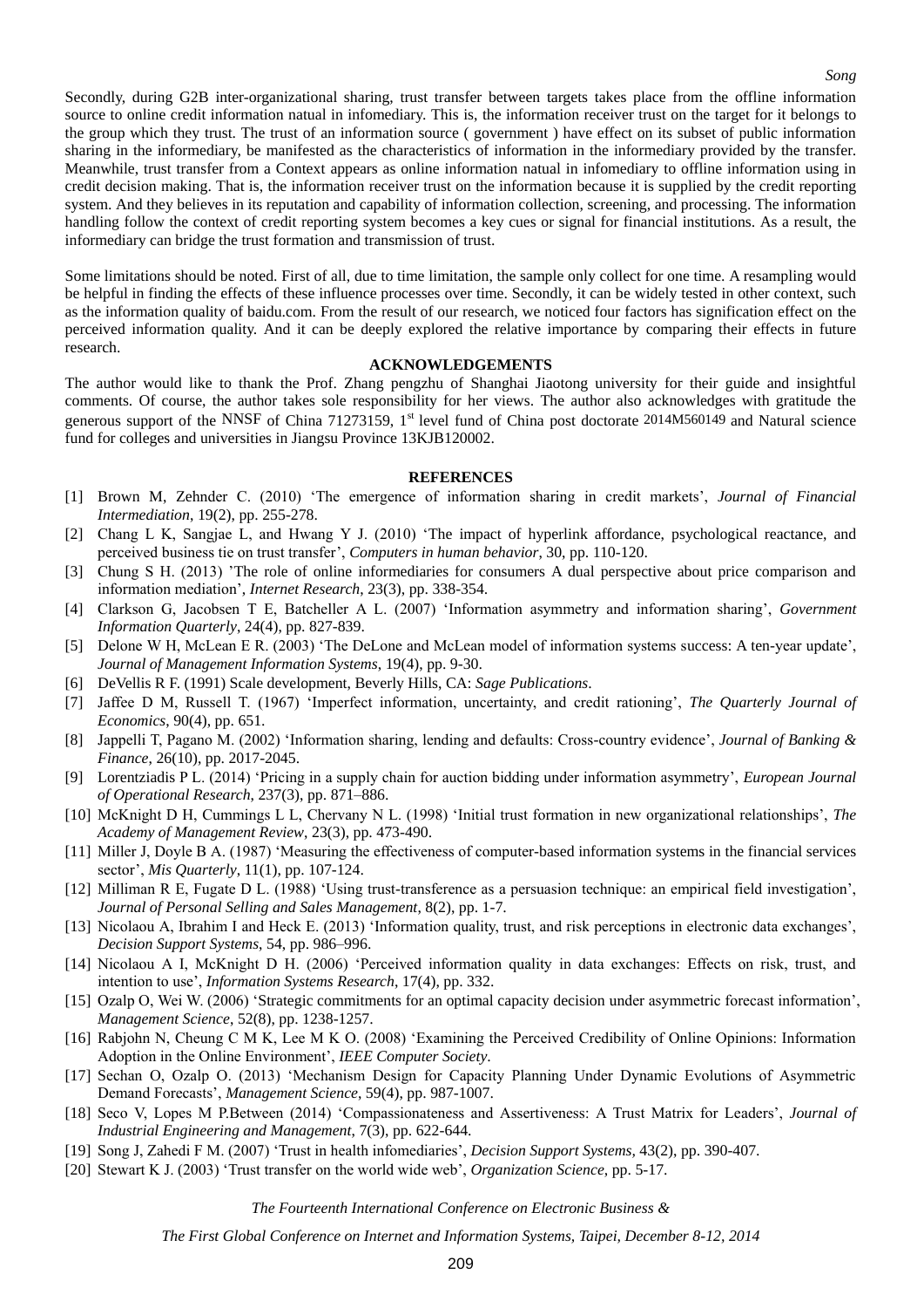Secondly, during G2B inter-organizational sharing, trust transfer between targets takes place from the offline information source to online credit information natual in infomediary. This is, the information receiver trust on the target for it belongs to the group which they trust. The trust of an information source ( government ) have effect on its subset of public information sharing in the informediary, be manifested as the characteristics of information in the informediary provided by the transfer. Meanwhile, trust transfer from a Context appears as online information natual in infomediary to offline information using in credit decision making. That is, the information receiver trust on the information because it is supplied by the credit reporting system. And they believes in its reputation and capability of information collection, screening, and processing. The information handling follow the context of credit reporting system becomes a key cues or signal for financial institutions. As a result, the informediary can bridge the trust formation and transmission of trust.

Some limitations should be noted. First of all, due to time limitation, the sample only collect for one time. A resampling would be helpful in finding the effects of these influence processes over time. Secondly, it can be widely tested in other context, such as the information quality of baidu.com. From the result of our research, we noticed four factors has signification effect on the perceived information quality. And it can be deeply explored the relative importance by comparing their effects in future research.

## ACKNOWLEDGEMENTS

The author would like to thank the Prof. Zhang pengzhu of Shanghai Jiaotong university for their guide and insightful comments. Of course, the author takes sole responsibility for her views. The author also acknowledges with gratitude the generous support of the NNSF of China 71273159, 1st level fund of China post doctorate 2014M560149 and Natural science fund for colleges and universities in Jiangsu Province 13KJB120002.

## REFERENCES

[1] Brown M, Zehnder C. (2010) 'The emergence of information sharing in credit markets', *Journal of Financial Intermediation*, 19(2), pp. 255-278.

[2] Chang L K, Sangjae L, and Hwang Y J. (2010) 'The impact of hyperlink affordance, psychological reactance, and perceived business tie on trust transfer', *Computers in human behavior*, 30, pp. 110-120.

[3] Chung S H. (2013) 'The role of online informediaries for consumers A dual perspective about price comparison and information mediation', *Internet Research*, 23(3), pp. 338-354.

[4] Clarkson G, Jacobsen T E, Batcheller A L. (2007) 'Information asymmetry and information sharing', *Government Information Quarterly*, 24(4), pp. 827-839.

[5] Delone W H, McLean E R. (2003) 'The DeLone and McLean model of information systems success: A ten-year update', *Journal of Management Information Systems*, 19(4), pp. 9-30.

[6] DeVellis R F. (1991) Scale development, Beverly Hills, CA: *Sage Publications*.

[7] Jaffee D M, Russell T. (1967) 'Imperfect information, uncertainty, and credit rationing', *The Quarterly Journal of Economics*, 90(4), pp. 651.

[8] Jappelli T, Pagano M. (2002) 'Information sharing, lending and defaults: Cross-country evidence', *Journal of Banking & Finance*, 26(10), pp. 2017-2045.

[9] Lorentziadis P L. (2014) 'Pricing in a supply chain for auction bidding under information asymmetry', *European Journal of Operational Research*, 237(3), pp. 871–886.

[10] McKnight D H, Cummings L L, Chervany N L. (1998) 'Initial trust formation in new organizational relationships', *The Academy of Management Review*, 23(3), pp. 473-490.

[11] Miller J, Doyle B A. (1987) 'Measuring the effectiveness of computer-based information systems in the financial services sector', *Mis Quarterly*, 11(1), pp. 107-124.

[12] Milliman R E, Fugate D L. (1988) 'Using trust-transference as a persuasion technique: an empirical field investigation', *Journal of Personal Selling and Sales Management*, 8(2), pp. 1-7.

[13] Nicolaou A, Ibrahim I and Heck E. (2013) 'Information quality, trust, and risk perceptions in electronic data exchanges', *Decision Support Systems*, 54, pp. 986–996.

[14] Nicolaou A I, McKnight D H. (2006) 'Perceived information quality in data exchanges: Effects on risk, trust, and intention to use', *Information Systems Research*, 17(4), pp. 332.

[15] Ozalp O, Wei W. (2006) 'Strategic commitments for an optimal capacity decision under asymmetric forecast information', *Management Science*, 52(8), pp. 1238-1257.

[16] Rabjohn N, Cheung C M K, Lee M K O. (2008) 'Examining the Perceived Credibility of Online Opinions: Information Adoption in the Online Environment', *IEEE Computer Society*.

[17] Sechan O, Ozalp O. (2013) 'Mechanism Design for Capacity Planning Under Dynamic Evolutions of Asymmetric Demand Forecasts', *Management Science*, 59(4), pp. 987-1007.

[18] Seco V, Lopes M P.Between (2014) 'Compassionateness and Assertiveness: A Trust Matrix for Leaders', *Journal of Industrial Engineering and Management*, 7(3), pp. 622-644.

[19] Song J, Zahedi F M. (2007) 'Trust in health infomediaries', *Decision Support Systems*, 43(2), pp. 390-407.

[20] Stewart K J. (2003) 'Trust transfer on the world wide web', *Organization Science*, pp. 5-17.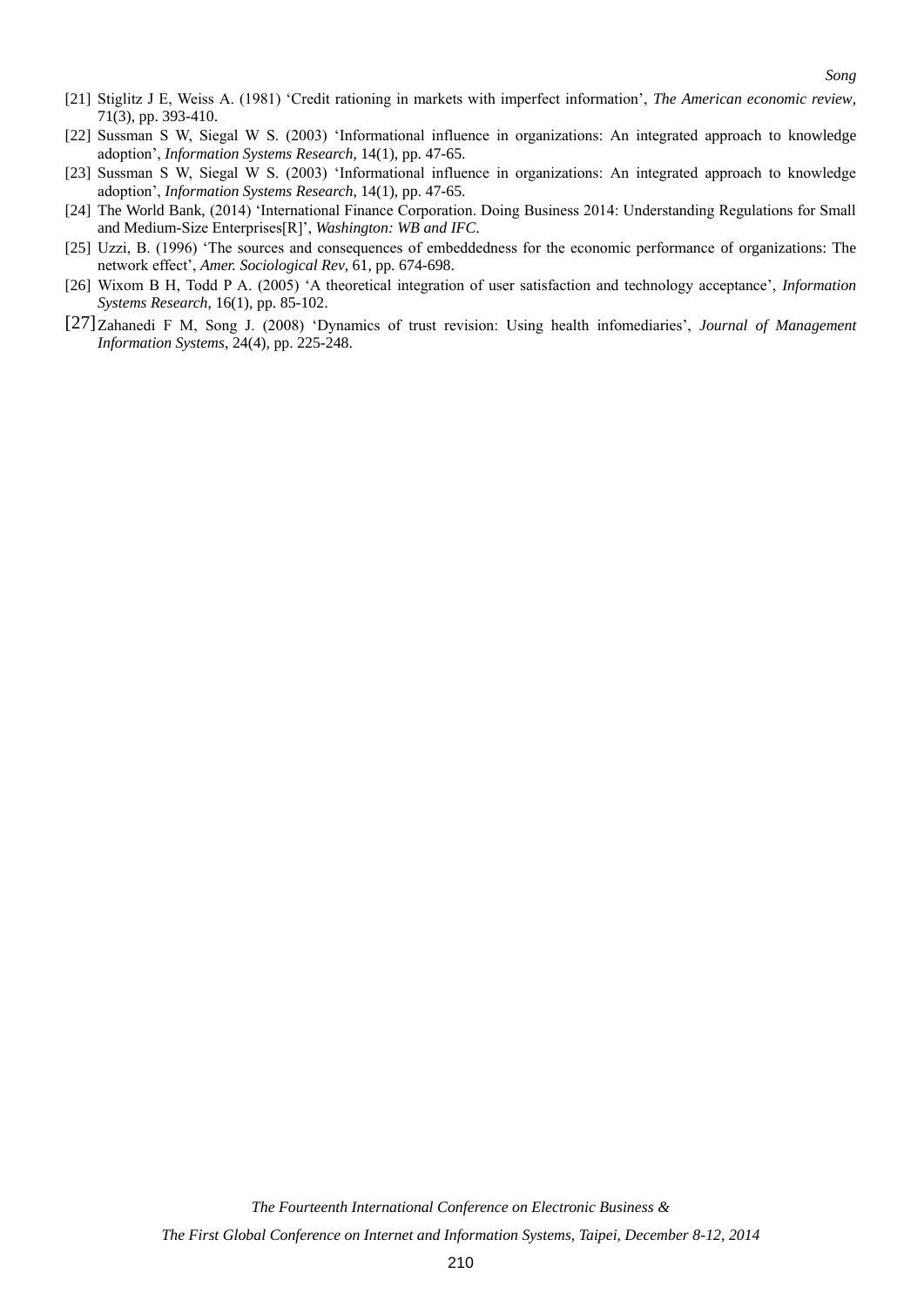[21] Stiglitz J E, Weiss A. (1981) 'Credit rationing in markets with imperfect information', *The American economic review*, 71(3), pp. 393-410.

[22] Sussman S W, Siegal W S. (2003) 'Informational influence in organizations: An integrated approach to knowledge adoption', *Information Systems Research*, 14(1), pp. 47-65.

[23] Sussman S W, Siegal W S. (2003) 'Informational influence in organizations: An integrated approach to knowledge adoption', *Information Systems Research*, 14(1), pp. 47-65.

[24] The World Bank, (2014) 'International Finance Corporation. Doing Business 2014: Understanding Regulations for Small and Medium-Size Enterprises[R]', *Washington: WB and IFC*.

[25] Uzzi, B. (1996) 'The sources and consequences of embeddedness for the economic performance of organizations: The network effect', *Amer. Sociological Rev*, 61, pp. 674-698.

[26] Wixom B H, Todd P A. (2005) 'A theoretical integration of user satisfaction and technology acceptance', *Information Systems Research*, 16(1), pp. 85-102.

[27] Zahanedi F M, Song J. (2008) 'Dynamics of trust revision: Using health infomediaries', *Journal of Management Information Systems*, 24(4), pp. 225-248.